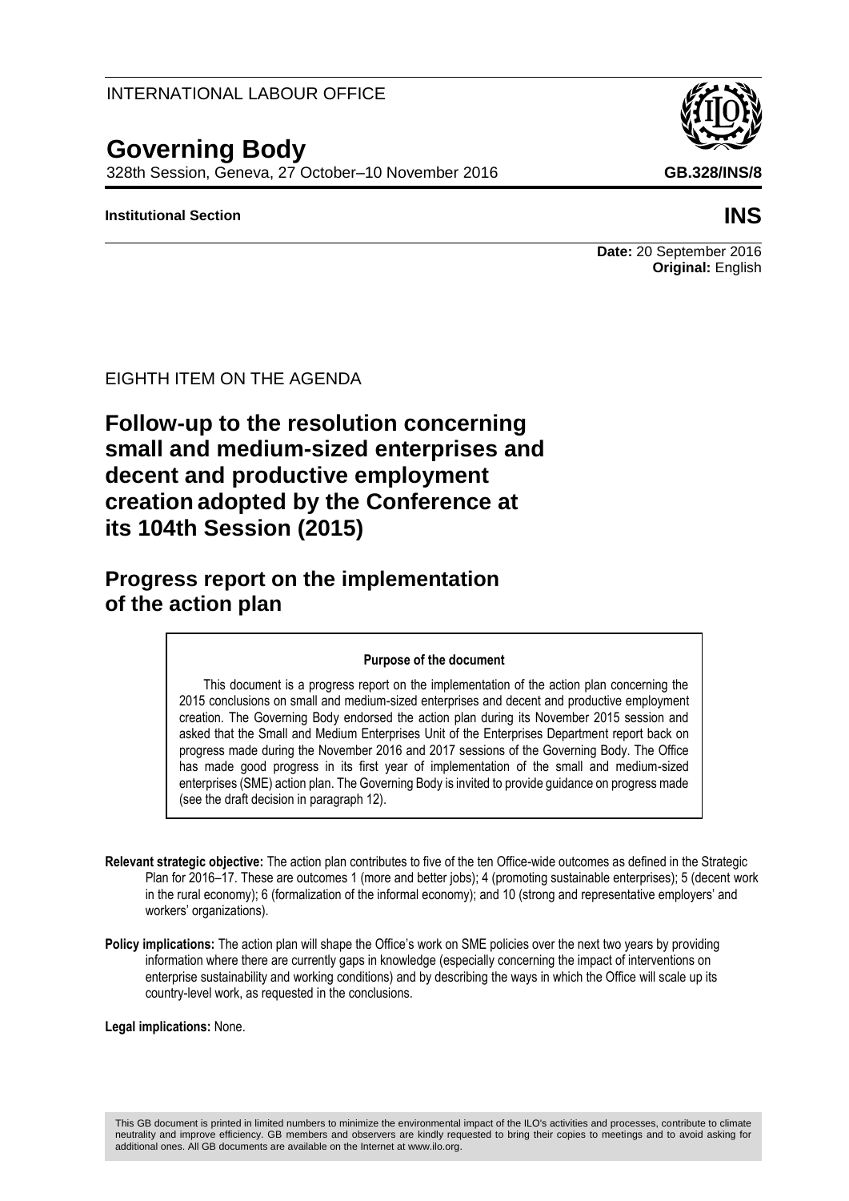INTERNATIONAL LABOUR OFFICE

# Governing Body

328th Session, Geneva, 27 October–10 November 2016

**GB.328/INS/8**

**Institutional Section**

**INS**

**Date:** 20 September 2016
**Original:** English

EIGHTH ITEM ON THE AGENDA

# Follow-up to the resolution concerning small and medium-sized enterprises and decent and productive employment creation adopted by the Conference at its 104th Session (2015)

## Progress report on the implementation of the action plan

**Purpose of the document**

This document is a progress report on the implementation of the action plan concerning the 2015 conclusions on small and medium-sized enterprises and decent and productive employment creation. The Governing Body endorsed the action plan during its November 2015 session and asked that the Small and Medium Enterprises Unit of the Enterprises Department report back on progress made during the November 2016 and 2017 sessions of the Governing Body. The Office has made good progress in its first year of implementation of the small and medium-sized enterprises (SME) action plan. The Governing Body is invited to provide guidance on progress made (see the draft decision in paragraph 12).

**Relevant strategic objective:** The action plan contributes to five of the ten Office-wide outcomes as defined in the Strategic Plan for 2016–17. These are outcomes 1 (more and better jobs); 4 (promoting sustainable enterprises); 5 (decent work in the rural economy); 6 (formalization of the informal economy); and 10 (strong and representative employers' and workers' organizations).

**Policy implications:** The action plan will shape the Office's work on SME policies over the next two years by providing information where there are currently gaps in knowledge (especially concerning the impact of interventions on enterprise sustainability and working conditions) and by describing the ways in which the Office will scale up its country-level work, as requested in the conclusions.

**Legal implications:** None.

This GB document is printed in limited numbers to minimize the environmental impact of the ILO's activities and processes, contribute to climate neutrality and improve efficiency. GB members and observers are kindly requested to bring their copies to meetings and to avoid asking for additional ones. All GB documents are available on the Internet at www.ilo.org.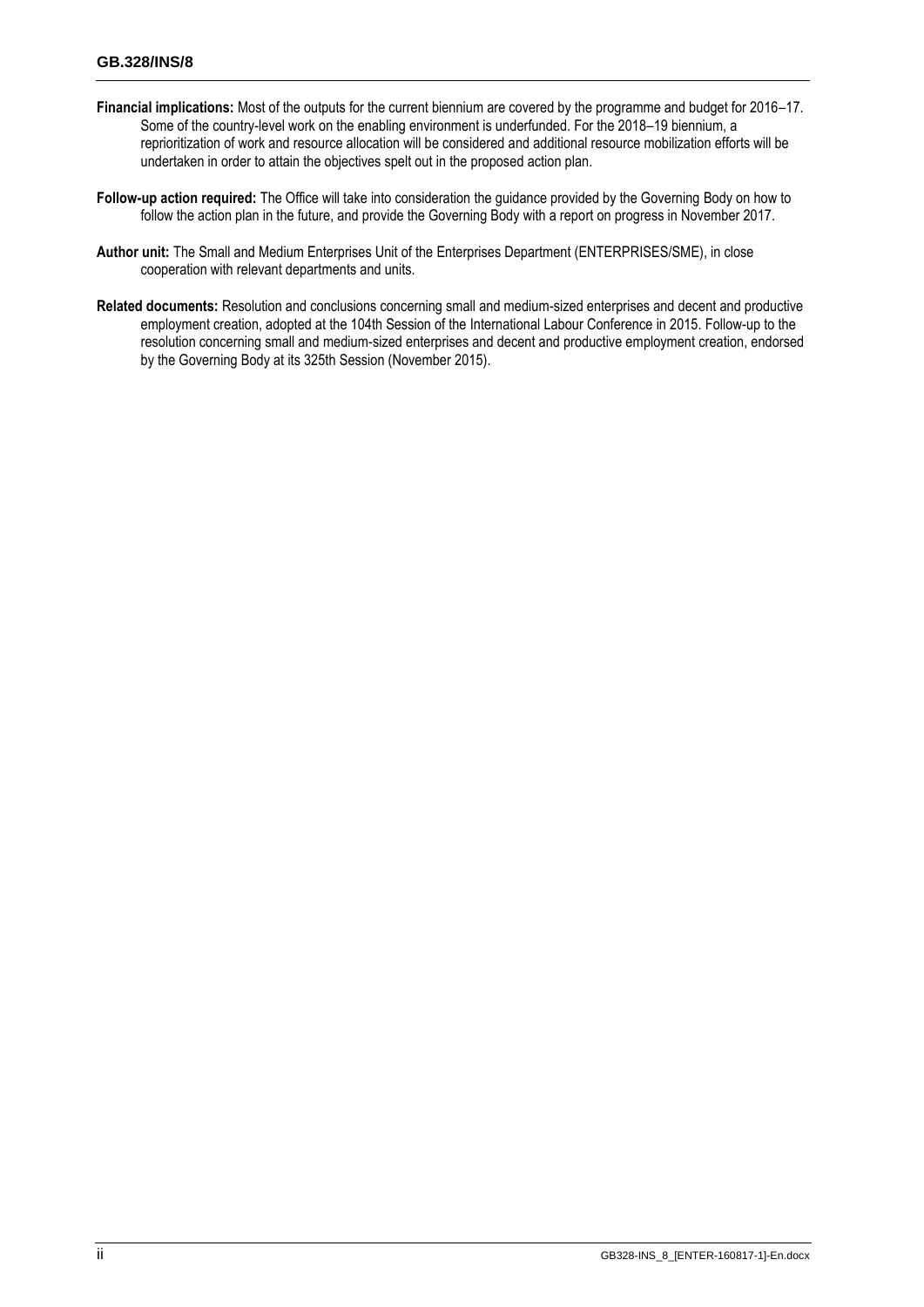**Financial implications:** Most of the outputs for the current biennium are covered by the programme and budget for 2016–17. Some of the country-level work on the enabling environment is underfunded. For the 2018–19 biennium, a reprioritization of work and resource allocation will be considered and additional resource mobilization efforts will be undertaken in order to attain the objectives spelt out in the proposed action plan.

**Follow-up action required:** The Office will take into consideration the guidance provided by the Governing Body on how to follow the action plan in the future, and provide the Governing Body with a report on progress in November 2017.

**Author unit:** The Small and Medium Enterprises Unit of the Enterprises Department (ENTERPRISES/SME), in close cooperation with relevant departments and units.

**Related documents:** Resolution and conclusions concerning small and medium-sized enterprises and decent and productive employment creation, adopted at the 104th Session of the International Labour Conference in 2015. Follow-up to the resolution concerning small and medium-sized enterprises and decent and productive employment creation, endorsed by the Governing Body at its 325th Session (November 2015).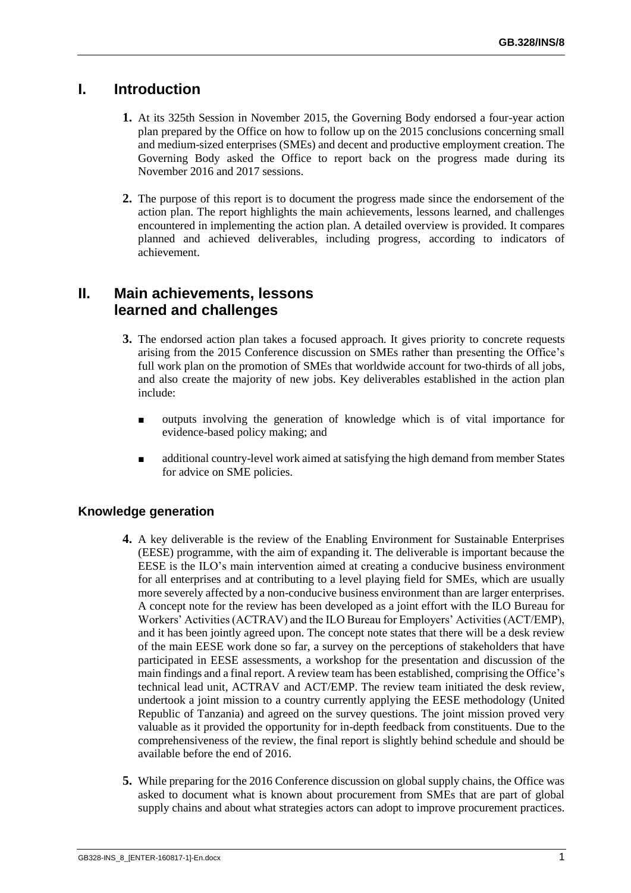# I. Introduction

**1.** At its 325th Session in November 2015, the Governing Body endorsed a four-year action plan prepared by the Office on how to follow up on the 2015 conclusions concerning small and medium-sized enterprises (SMEs) and decent and productive employment creation. The Governing Body asked the Office to report back on the progress made during its November 2016 and 2017 sessions.

**2.** The purpose of this report is to document the progress made since the endorsement of the action plan. The report highlights the main achievements, lessons learned, and challenges encountered in implementing the action plan. A detailed overview is provided. It compares planned and achieved deliverables, including progress, according to indicators of achievement.

# II. Main achievements, lessons learned and challenges

**3.** The endorsed action plan takes a focused approach. It gives priority to concrete requests arising from the 2015 Conference discussion on SMEs rather than presenting the Office's full work plan on the promotion of SMEs that worldwide account for two-thirds of all jobs, and also create the majority of new jobs. Key deliverables established in the action plan include:

- outputs involving the generation of knowledge which is of vital importance for evidence-based policy making; and
- additional country-level work aimed at satisfying the high demand from member States for advice on SME policies.

## Knowledge generation

**4.** A key deliverable is the review of the Enabling Environment for Sustainable Enterprises (EESE) programme, with the aim of expanding it. The deliverable is important because the EESE is the ILO's main intervention aimed at creating a conducive business environment for all enterprises and at contributing to a level playing field for SMEs, which are usually more severely affected by a non-conducive business environment than are larger enterprises. A concept note for the review has been developed as a joint effort with the ILO Bureau for Workers' Activities (ACTRAV) and the ILO Bureau for Employers' Activities (ACT/EMP), and it has been jointly agreed upon. The concept note states that there will be a desk review of the main EESE work done so far, a survey on the perceptions of stakeholders that have participated in EESE assessments, a workshop for the presentation and discussion of the main findings and a final report. A review team has been established, comprising the Office's technical lead unit, ACTRAV and ACT/EMP. The review team initiated the desk review, undertook a joint mission to a country currently applying the EESE methodology (United Republic of Tanzania) and agreed on the survey questions. The joint mission proved very valuable as it provided the opportunity for in-depth feedback from constituents. Due to the comprehensiveness of the review, the final report is slightly behind schedule and should be available before the end of 2016.

**5.** While preparing for the 2016 Conference discussion on global supply chains, the Office was asked to document what is known about procurement from SMEs that are part of global supply chains and about what strategies actors can adopt to improve procurement practices.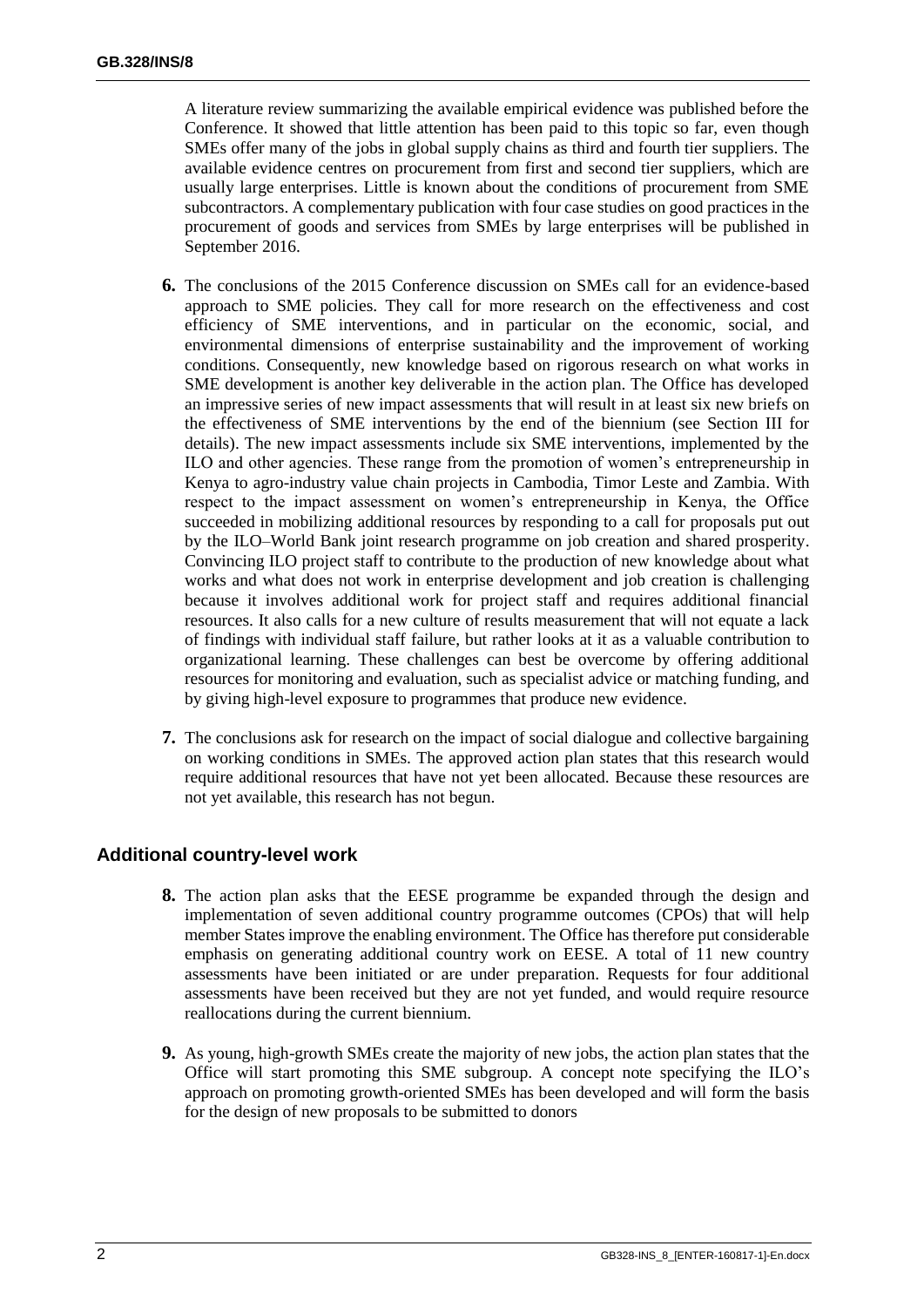A literature review summarizing the available empirical evidence was published before the Conference. It showed that little attention has been paid to this topic so far, even though SMEs offer many of the jobs in global supply chains as third and fourth tier suppliers. The available evidence centres on procurement from first and second tier suppliers, which are usually large enterprises. Little is known about the conditions of procurement from SME subcontractors. A complementary publication with four case studies on good practices in the procurement of goods and services from SMEs by large enterprises will be published in September 2016.

**6.** The conclusions of the 2015 Conference discussion on SMEs call for an evidence-based approach to SME policies. They call for more research on the effectiveness and cost efficiency of SME interventions, and in particular on the economic, social, and environmental dimensions of enterprise sustainability and the improvement of working conditions. Consequently, new knowledge based on rigorous research on what works in SME development is another key deliverable in the action plan. The Office has developed an impressive series of new impact assessments that will result in at least six new briefs on the effectiveness of SME interventions by the end of the biennium (see Section III for details). The new impact assessments include six SME interventions, implemented by the ILO and other agencies. These range from the promotion of women's entrepreneurship in Kenya to agro-industry value chain projects in Cambodia, Timor Leste and Zambia. With respect to the impact assessment on women's entrepreneurship in Kenya, the Office succeeded in mobilizing additional resources by responding to a call for proposals put out by the ILO–World Bank joint research programme on job creation and shared prosperity. Convincing ILO project staff to contribute to the production of new knowledge about what works and what does not work in enterprise development and job creation is challenging because it involves additional work for project staff and requires additional financial resources. It also calls for a new culture of results measurement that will not equate a lack of findings with individual staff failure, but rather looks at it as a valuable contribution to organizational learning. These challenges can best be overcome by offering additional resources for monitoring and evaluation, such as specialist advice or matching funding, and by giving high-level exposure to programmes that produce new evidence.

**7.** The conclusions ask for research on the impact of social dialogue and collective bargaining on working conditions in SMEs. The approved action plan states that this research would require additional resources that have not yet been allocated. Because these resources are not yet available, this research has not begun.

### Additional country-level work

**8.** The action plan asks that the EESE programme be expanded through the design and implementation of seven additional country programme outcomes (CPOs) that will help member States improve the enabling environment. The Office has therefore put considerable emphasis on generating additional country work on EESE. A total of 11 new country assessments have been initiated or are under preparation. Requests for four additional assessments have been received but they are not yet funded, and would require resource reallocations during the current biennium.

**9.** As young, high-growth SMEs create the majority of new jobs, the action plan states that the Office will start promoting this SME subgroup. A concept note specifying the ILO's approach on promoting growth-oriented SMEs has been developed and will form the basis for the design of new proposals to be submitted to donors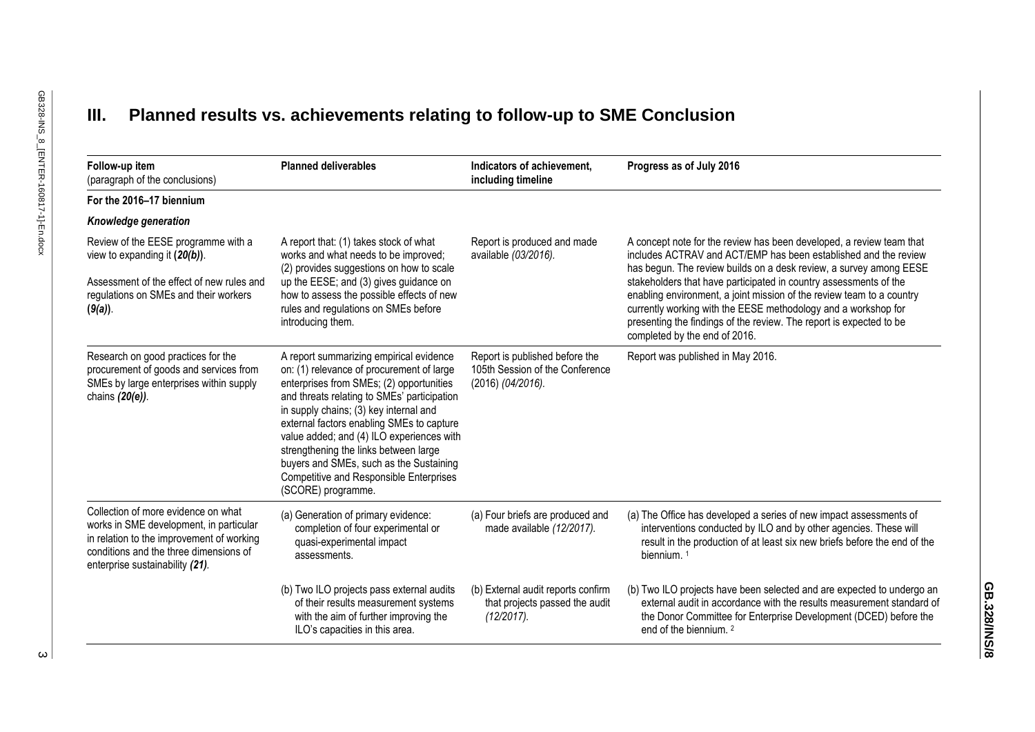## III. Planned results vs. achievements relating to follow-up to SME Conclusion

| Follow-up item (paragraph of the conclusions) | Planned deliverables | Indicators of achievement, including timeline | Progress as of July 2016 |
| --- | --- | --- | --- |
| **For the 2016–17 biennium** | | | |
| ***Knowledge generation*** | | | |
| Review of the EESE programme with a view to expanding it (***20(b)***). Assessment of the effect of new rules and regulations on SMEs and their workers (***9(a)***). | A report that: (1) takes stock of what works and what needs to be improved; (2) provides suggestions on how to scale up the EESE; and (3) gives guidance on how to assess the possible effects of new rules and regulations on SMEs before introducing them. | Report is produced and made available *(03/2016).* | A concept note for the review has been developed, a review team that includes ACTRAV and ACT/EMP has been established and the review has begun. The review builds on a desk review, a survey among EESE stakeholders that have participated in country assessments of the enabling environment, a joint mission of the review team to a country currently working with the EESE methodology and a workshop for presenting the findings of the review. The report is expected to be completed by the end of 2016. |
| Research on good practices for the procurement of goods and services from SMEs by large enterprises within supply chains ***(20(e))***. | A report summarizing empirical evidence on: (1) relevance of procurement of large enterprises from SMEs; (2) opportunities and threats relating to SMEs' participation in supply chains; (3) key internal and external factors enabling SMEs to capture value added; and (4) ILO experiences with strengthening the links between large buyers and SMEs, such as the Sustaining Competitive and Responsible Enterprises (SCORE) programme. | Report is published before the 105th Session of the Conference (2016) *(04/2016).* | Report was published in May 2016. |
| Collection of more evidence on what works in SME development, in particular in relation to the improvement of working conditions and the three dimensions of enterprise sustainability ***(21)***. | (a) Generation of primary evidence: completion of four experimental or quasi-experimental impact assessments. | (a) Four briefs are produced and made available *(12/2017).* | (a) The Office has developed a series of new impact assessments of interventions conducted by ILO and by other agencies. These will result in the production of at least six new briefs before the end of the biennium. [1] |
| | (b) Two ILO projects pass external audits of their results measurement systems with the aim of further improving the ILO's capacities in this area. | (b) External audit reports confirm that projects passed the audit *(12/2017).* | (b) Two ILO projects have been selected and are expected to undergo an external audit in accordance with the results measurement standard of the Donor Committee for Enterprise Development (DCED) before the end of the biennium. [2] |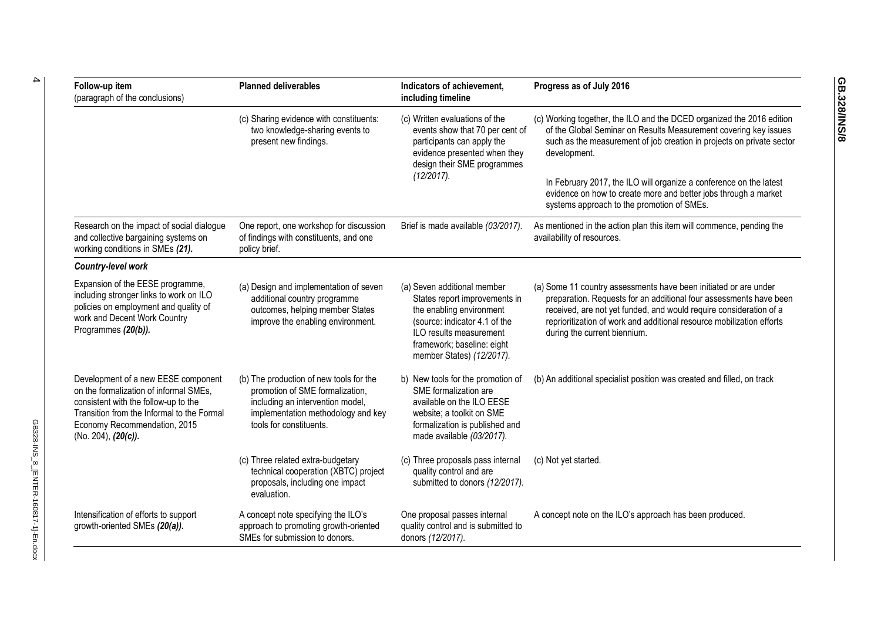| Follow-up item (paragraph of the conclusions) | Planned deliverables | Indicators of achievement, including timeline | Progress as of July 2016 |
|---|---|---|---|
| | (c) Sharing evidence with constituents: two knowledge-sharing events to present new findings. | (c) Written evaluations of the events show that 70 per cent of participants can apply the evidence presented when they design their SME programmes *(12/2017).* | (c) Working together, the ILO and the DCED organized the 2016 edition of the Global Seminar on Results Measurement covering key issues such as the measurement of job creation in projects on private sector development. In February 2017, the ILO will organize a conference on the latest evidence on how to create more and better jobs through a market systems approach to the promotion of SMEs. |
| Research on the impact of social dialogue and collective bargaining systems on working conditions in SMEs ***(21).*** | One report, one workshop for discussion of findings with constituents, and one policy brief. | Brief is made available *(03/2017).* | As mentioned in the action plan this item will commence, pending the availability of resources. |
| ***Country-level work*** | | | |
| Expansion of the EESE programme, including stronger links to work on ILO policies on employment and quality of work and Decent Work Country Programmes ***(20(b)).*** | (a) Design and implementation of seven additional country programme outcomes, helping member States improve the enabling environment. | (a) Seven additional member States report improvements in the enabling environment (source: indicator 4.1 of the ILO results measurement framework; baseline: eight member States) *(12/2017).* | (a) Some 11 country assessments have been initiated or are under preparation. Requests for an additional four assessments have been received, are not yet funded, and would require consideration of a reprioritization of work and additional resource mobilization efforts during the current biennium. |
| Development of a new EESE component on the formalization of informal SMEs, consistent with the follow-up to the Transition from the Informal to the Formal Economy Recommendation, 2015 (No. 204), ***(20(c)).*** | (b) The production of new tools for the promotion of SME formalization, including an intervention model, implementation methodology and key tools for constituents. | b) New tools for the promotion of SME formalization are available on the ILO EESE website; a toolkit on SME formalization is published and made available *(03/2017).* | (b) An additional specialist position was created and filled, on track |
| | (c) Three related extra-budgetary technical cooperation (XBTC) project proposals, including one impact evaluation. | (c) Three proposals pass internal quality control and are submitted to donors *(12/2017).* | (c) Not yet started. |
| Intensification of efforts to support growth-oriented SMEs ***(20(a)).*** | A concept note specifying the ILO's approach to promoting growth-oriented SMEs for submission to donors. | One proposal passes internal quality control and is submitted to donors *(12/2017).* | A concept note on the ILO's approach has been produced. |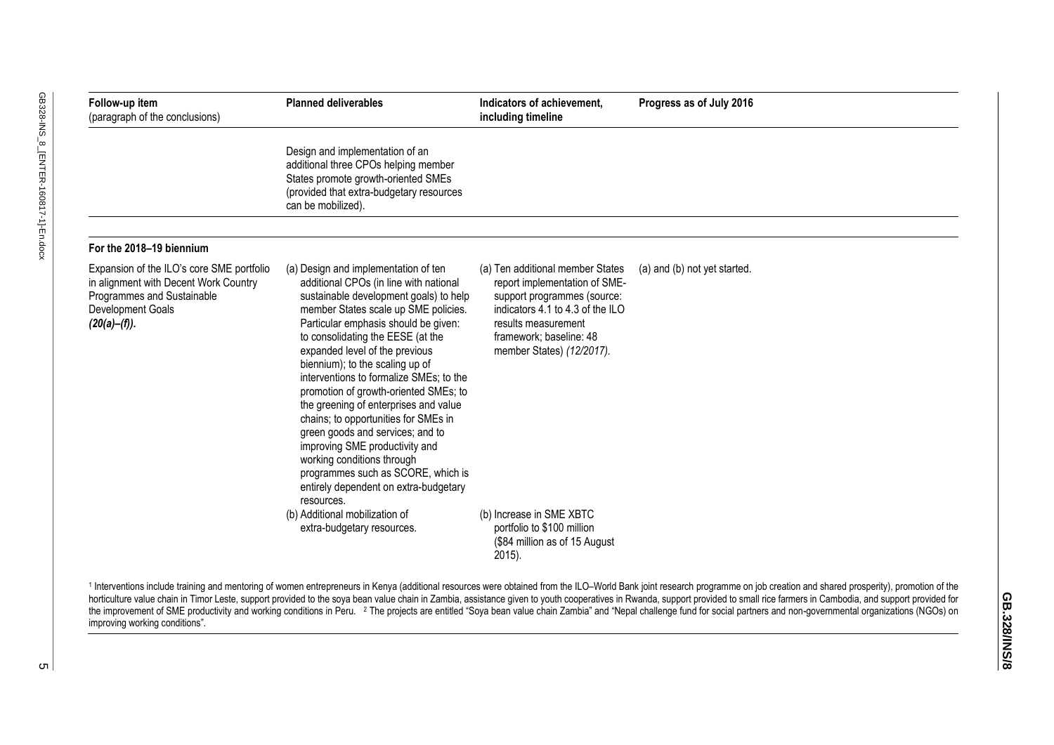| Follow-up item (paragraph of the conclusions) | Planned deliverables | Indicators of achievement, including timeline | Progress as of July 2016 |
|---|---|---|---|
| | Design and implementation of an additional three CPOs helping member States promote growth-oriented SMEs (provided that extra-budgetary resources can be mobilized). | | |
| **For the 2018–19 biennium** | | | |
| Expansion of the ILO's core SME portfolio in alignment with Decent Work Country Programmes and Sustainable Development Goals ***(20(a)–(f)).*** | (a) Design and implementation of ten additional CPOs (in line with national sustainable development goals) to help member States scale up SME policies. Particular emphasis should be given: to consolidating the EESE (at the expanded level of the previous biennium); to the scaling up of interventions to formalize SMEs; to the promotion of growth-oriented SMEs; to the greening of enterprises and value chains; to opportunities for SMEs in green goods and services; and to improving SME productivity and working conditions through programmes such as SCORE, which is entirely dependent on extra-budgetary resources. | (a) Ten additional member States report implementation of SME-support programmes (source: indicators 4.1 to 4.3 of the ILO results measurement framework; baseline: 48 member States) *(12/2017)*. | (a) and (b) not yet started. |
| | (b) Additional mobilization of extra-budgetary resources. | (b) Increase in SME XBTC portfolio to $100 million ($84 million as of 15 August 2015). | |

[1] Interventions include training and mentoring of women entrepreneurs in Kenya (additional resources were obtained from the ILO–World Bank joint research programme on job creation and shared prosperity), promotion of the horticulture value chain in Timor Leste, support provided to the soya bean value chain in Zambia, assistance given to youth cooperatives in Rwanda, support provided to small rice farmers in Cambodia, and support provided for the improvement of SME productivity and working conditions in Peru. [2] The projects are entitled "Soya bean value chain Zambia" and "Nepal challenge fund for social partners and non-governmental organizations (NGOs) on improving working conditions".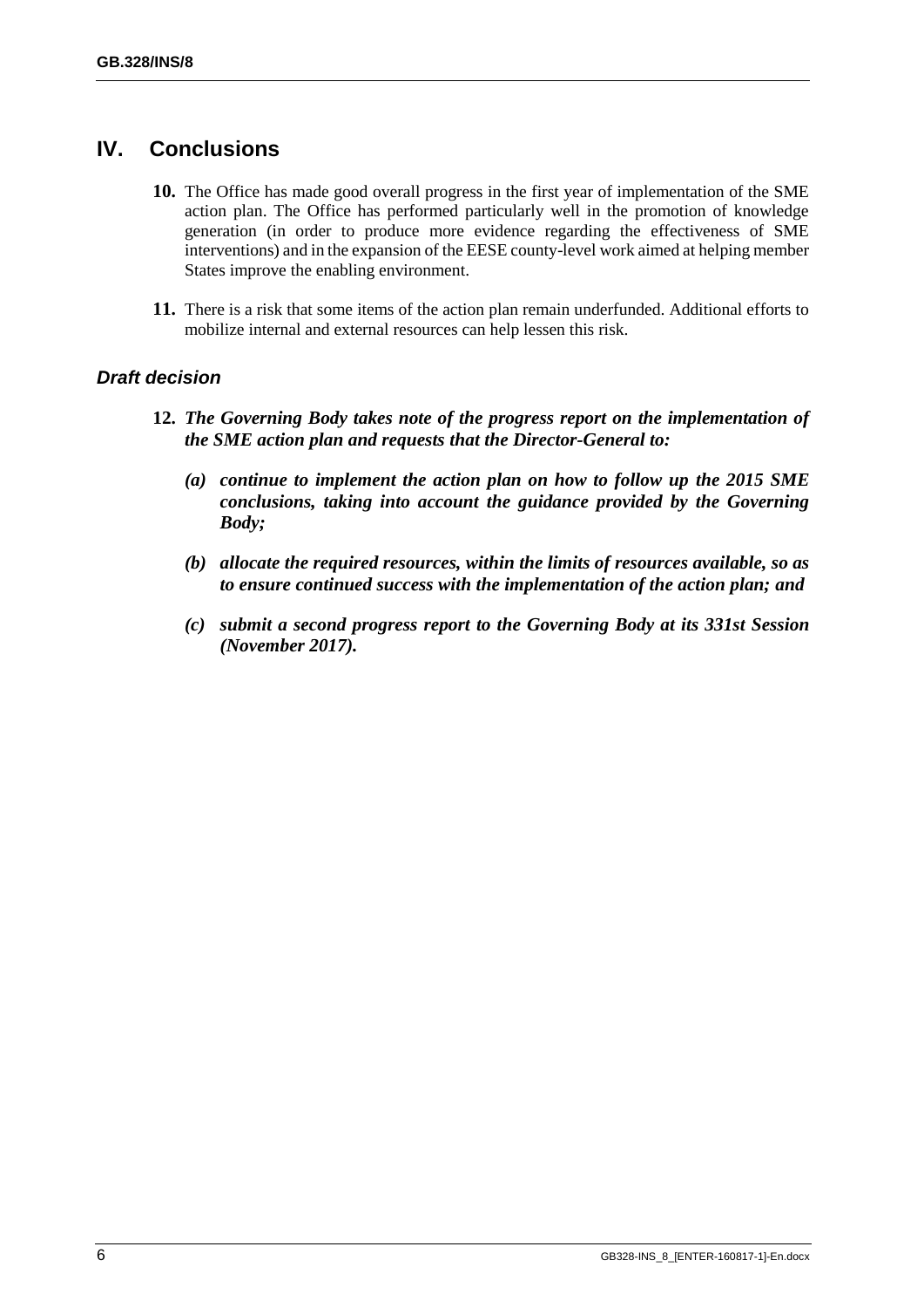## IV. Conclusions

**10.** The Office has made good overall progress in the first year of implementation of the SME action plan. The Office has performed particularly well in the promotion of knowledge generation (in order to produce more evidence regarding the effectiveness of SME interventions) and in the expansion of the EESE county-level work aimed at helping member States improve the enabling environment.

**11.** There is a risk that some items of the action plan remain underfunded. Additional efforts to mobilize internal and external resources can help lessen this risk.

### *Draft decision*

**12.** ***The Governing Body takes note of the progress report on the implementation of the SME action plan and requests that the Director-General to:***

***(a) continue to implement the action plan on how to follow up the 2015 SME conclusions, taking into account the guidance provided by the Governing Body;***

***(b) allocate the required resources, within the limits of resources available, so as to ensure continued success with the implementation of the action plan; and***

***(c) submit a second progress report to the Governing Body at its 331st Session (November 2017).***